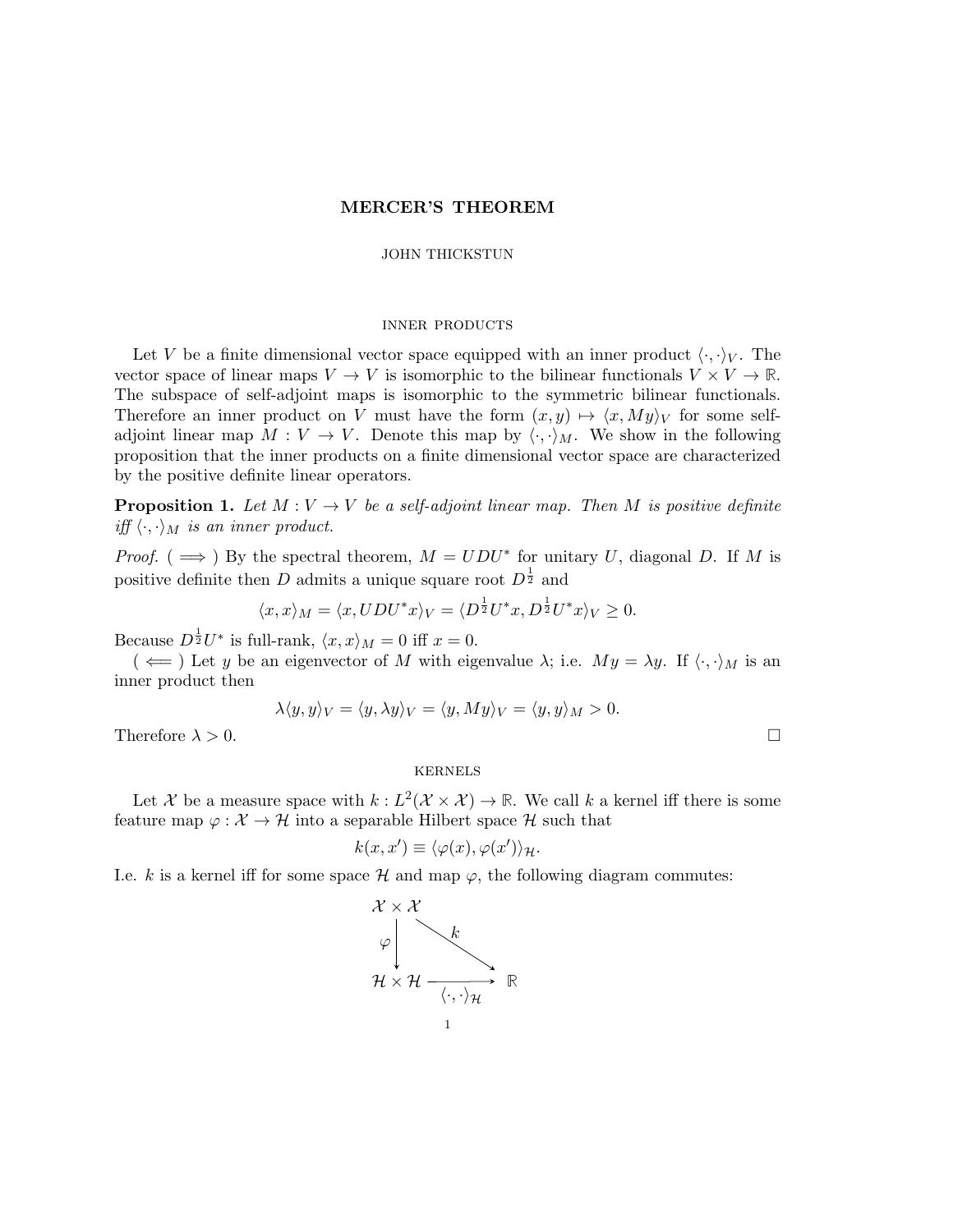# MERCER'S THEOREM

JOHN THICKSTUN

## INNER PRODUCTS

Let $V$ be a finite dimensional vector space equipped with an inner product $\langle \cdot, \cdot \rangle_V$. The vector space of linear maps $V \to V$ is isomorphic to the bilinear functionals $V \times V \to \mathbb{R}$. The subspace of self-adjoint maps is isomorphic to the symmetric bilinear functionals. Therefore an inner product on $V$ must have the form $(x, y) \mapsto \langle x, My \rangle_V$ for some self-adjoint linear map $M : V \to V$. Denote this map by $\langle \cdot, \cdot \rangle_M$. We show in the following proposition that the inner products on a finite dimensional vector space are characterized by the positive definite linear operators.

**Proposition 1.** *Let $M : V \to V$ be a self-adjoint linear map. Then $M$ is positive definite iff $\langle \cdot, \cdot \rangle_M$ is an inner product.*

*Proof.* ( $\Longrightarrow$ ) By the spectral theorem, $M = UDU^*$ for unitary $U$, diagonal $D$. If $M$ is positive definite then $D$ admits a unique square root $D^{\frac{1}{2}}$ and

$$\langle x, x \rangle_M = \langle x, UDU^* x \rangle_V = \langle D^{\frac{1}{2}} U^* x, D^{\frac{1}{2}} U^* x \rangle_V \geq 0.$$

Because $D^{\frac{1}{2}} U^*$ is full-rank, $\langle x, x \rangle_M = 0$ iff $x = 0$.

( $\Longleftarrow$ ) Let $y$ be an eigenvector of $M$ with eigenvalue $\lambda$; i.e. $My = \lambda y$. If $\langle \cdot, \cdot \rangle_M$ is an inner product then

$$\lambda \langle y, y \rangle_V = \langle y, \lambda y \rangle_V = \langle y, My \rangle_V = \langle y, y \rangle_M > 0.$$

Therefore $\lambda > 0$. □

## KERNELS

Let $\mathcal{X}$ be a measure space with $k : L^2(\mathcal{X} \times \mathcal{X}) \to \mathbb{R}$. We call $k$ a kernel iff there is some feature map $\varphi : \mathcal{X} \to \mathcal{H}$ into a separable Hilbert space $\mathcal{H}$ such that

$$k(x, x') \equiv \langle \varphi(x), \varphi(x') \rangle_{\mathcal{H}}.$$

I.e. $k$ is a kernel iff for some space $\mathcal{H}$ and map $\varphi$, the following diagram commutes:

$$\begin{array}{ccc} \mathcal{X} \times \mathcal{X} & & \\ \downarrow \varphi & \searrow k & \\ \mathcal{H} \times \mathcal{H} & \xrightarrow[\langle \cdot, \cdot \rangle_{\mathcal{H}}]{} & \mathbb{R} \end{array}$$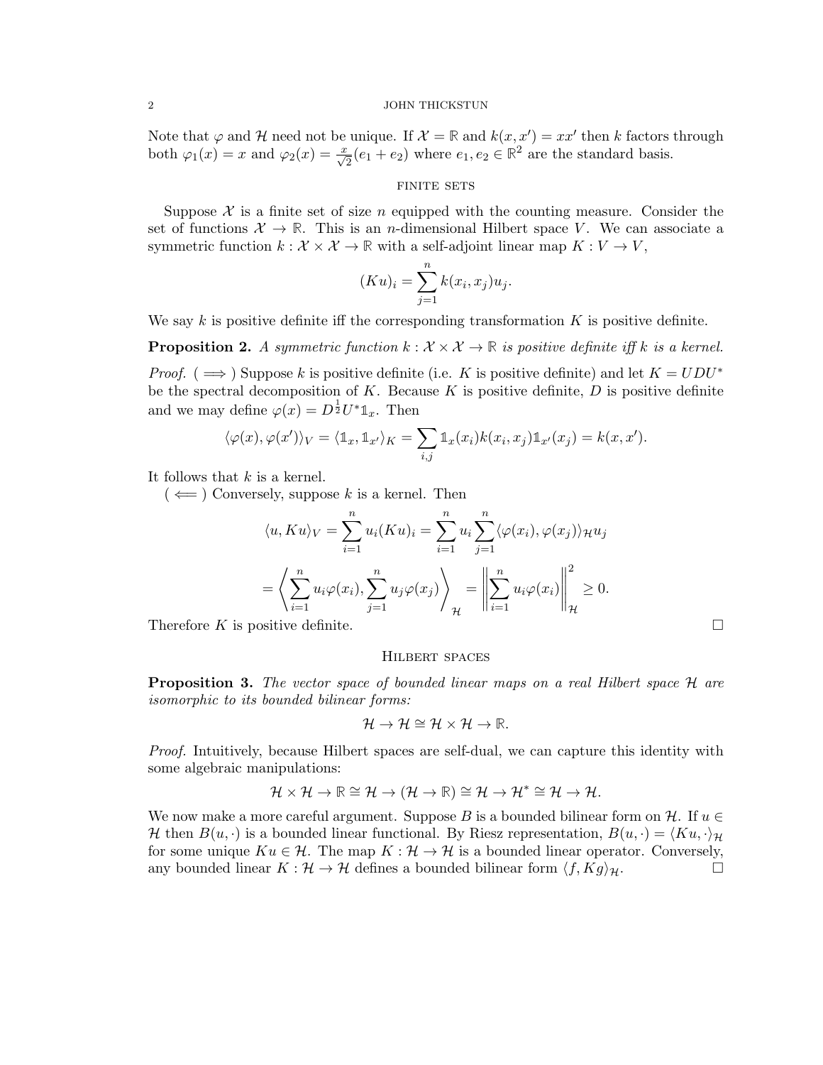Note that $\varphi$ and $\mathcal{H}$ need not be unique. If $\mathcal{X} = \mathbb{R}$ and $k(x, x') = xx'$ then $k$ factors through both $\varphi_1(x) = x$ and $\varphi_2(x) = \frac{x}{\sqrt{2}}(e_1 + e_2)$ where $e_1, e_2 \in \mathbb{R}^2$ are the standard basis.

## Finite sets

Suppose $\mathcal{X}$ is a finite set of size $n$ equipped with the counting measure. Consider the set of functions $\mathcal{X} \to \mathbb{R}$. This is an $n$-dimensional Hilbert space $V$. We can associate a symmetric function $k : \mathcal{X} \times \mathcal{X} \to \mathbb{R}$ with a self-adjoint linear map $K : V \to V$,

$$(Ku)_i = \sum_{j=1}^{n} k(x_i, x_j) u_j.$$

We say $k$ is positive definite iff the corresponding transformation $K$ is positive definite.

**Proposition 2.** *A symmetric function $k : \mathcal{X} \times \mathcal{X} \to \mathbb{R}$ is positive definite iff $k$ is a kernel.*

*Proof.* ($\Longrightarrow$) Suppose $k$ is positive definite (i.e. $K$ is positive definite) and let $K = UDU^*$ be the spectral decomposition of $K$. Because $K$ is positive definite, $D$ is positive definite and we may define $\varphi(x) = D^{\frac{1}{2}} U^* \mathbb{1}_x$. Then

$$\langle \varphi(x), \varphi(x') \rangle_V = \langle \mathbb{1}_x, \mathbb{1}_{x'} \rangle_K = \sum_{i,j} \mathbb{1}_x(x_i) k(x_i, x_j) \mathbb{1}_{x'}(x_j) = k(x, x').$$

It follows that $k$ is a kernel.

($\Longleftarrow$) Conversely, suppose $k$ is a kernel. Then

$$\langle u, Ku \rangle_V = \sum_{i=1}^{n} u_i (Ku)_i = \sum_{i=1}^{n} u_i \sum_{j=1}^{n} \langle \varphi(x_i), \varphi(x_j) \rangle_{\mathcal{H}} u_j$$

$$= \left\langle \sum_{i=1}^{n} u_i \varphi(x_i), \sum_{j=1}^{n} u_j \varphi(x_j) \right\rangle_{\mathcal{H}} = \left\| \sum_{i=1}^{n} u_i \varphi(x_i) \right\|_{\mathcal{H}}^2 \geq 0.$$

Therefore $K$ is positive definite. □

## Hilbert spaces

**Proposition 3.** *The vector space of bounded linear maps on a real Hilbert space $\mathcal{H}$ are isomorphic to its bounded bilinear forms:*

$$\mathcal{H} \to \mathcal{H} \cong \mathcal{H} \times \mathcal{H} \to \mathbb{R}.$$

*Proof.* Intuitively, because Hilbert spaces are self-dual, we can capture this identity with some algebraic manipulations:

$$\mathcal{H} \times \mathcal{H} \to \mathbb{R} \cong \mathcal{H} \to (\mathcal{H} \to \mathbb{R}) \cong \mathcal{H} \to \mathcal{H}^* \cong \mathcal{H} \to \mathcal{H}.$$

We now make a more careful argument. Suppose $B$ is a bounded bilinear form on $\mathcal{H}$. If $u \in \mathcal{H}$ then $B(u, \cdot)$ is a bounded linear functional. By Riesz representation, $B(u, \cdot) = \langle Ku, \cdot \rangle_{\mathcal{H}}$ for some unique $Ku \in \mathcal{H}$. The map $K : \mathcal{H} \to \mathcal{H}$ is a bounded linear operator. Conversely, any bounded linear $K : \mathcal{H} \to \mathcal{H}$ defines a bounded bilinear form $\langle f, Kg \rangle_{\mathcal{H}}$. □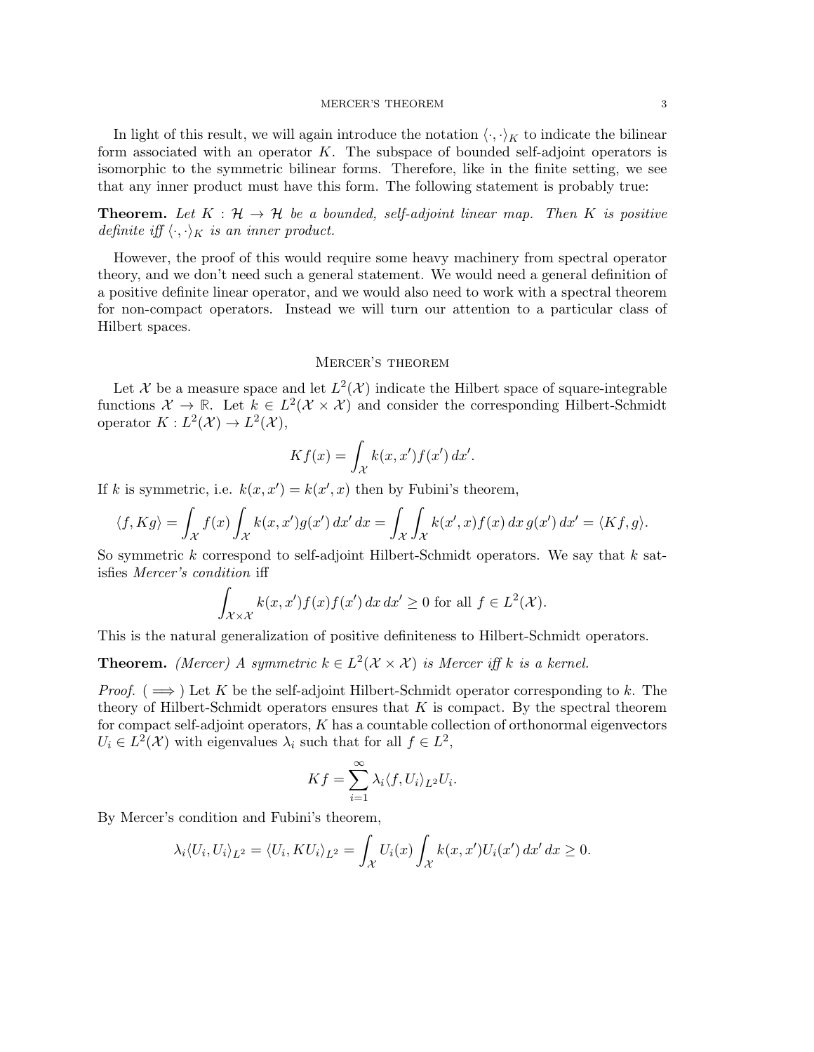In light of this result, we will again introduce the notation $\langle \cdot, \cdot \rangle_K$ to indicate the bilinear form associated with an operator $K$. The subspace of bounded self-adjoint operators is isomorphic to the symmetric bilinear forms. Therefore, like in the finite setting, we see that any inner product must have this form. The following statement is probably true:

**Theorem.** *Let $K : \mathcal{H} \to \mathcal{H}$ be a bounded, self-adjoint linear map. Then $K$ is positive definite iff $\langle \cdot, \cdot \rangle_K$ is an inner product.*

However, the proof of this would require some heavy machinery from spectral operator theory, and we don't need such a general statement. We would need a general definition of a positive definite linear operator, and we would also need to work with a spectral theorem for non-compact operators. Instead we will turn our attention to a particular class of Hilbert spaces.

## Mercer's theorem

Let $\mathcal{X}$ be a measure space and let $L^2(\mathcal{X})$ indicate the Hilbert space of square-integrable functions $\mathcal{X} \to \mathbb{R}$. Let $k \in L^2(\mathcal{X} \times \mathcal{X})$ and consider the corresponding Hilbert-Schmidt operator $K : L^2(\mathcal{X}) \to L^2(\mathcal{X})$,

$$Kf(x) = \int_{\mathcal{X}} k(x, x') f(x') \, dx'.$$

If $k$ is symmetric, i.e. $k(x, x') = k(x', x)$ then by Fubini's theorem,

$$\langle f, Kg \rangle = \int_{\mathcal{X}} f(x) \int_{\mathcal{X}} k(x, x') g(x') \, dx' \, dx = \int_{\mathcal{X}} \int_{\mathcal{X}} k(x', x) f(x) \, dx \, g(x') \, dx' = \langle Kf, g \rangle.$$

So symmetric $k$ correspond to self-adjoint Hilbert-Schmidt operators. We say that $k$ satisfies *Mercer's condition* iff

$$\int_{\mathcal{X} \times \mathcal{X}} k(x, x') f(x) f(x') \, dx \, dx' \geq 0 \text{ for all } f \in L^2(\mathcal{X}).$$

This is the natural generalization of positive definiteness to Hilbert-Schmidt operators.

**Theorem.** *(Mercer) A symmetric $k \in L^2(\mathcal{X} \times \mathcal{X})$ is Mercer iff $k$ is a kernel.*

*Proof.* ($\implies$) Let $K$ be the self-adjoint Hilbert-Schmidt operator corresponding to $k$. The theory of Hilbert-Schmidt operators ensures that $K$ is compact. By the spectral theorem for compact self-adjoint operators, $K$ has a countable collection of orthonormal eigenvectors $U_i \in L^2(\mathcal{X})$ with eigenvalues $\lambda_i$ such that for all $f \in L^2$,

$$Kf = \sum_{i=1}^{\infty} \lambda_i \langle f, U_i \rangle_{L^2} U_i.$$

By Mercer's condition and Fubini's theorem,

$$\lambda_i \langle U_i, U_i \rangle_{L^2} = \langle U_i, KU_i \rangle_{L^2} = \int_{\mathcal{X}} U_i(x) \int_{\mathcal{X}} k(x, x') U_i(x') \, dx' \, dx \geq 0.$$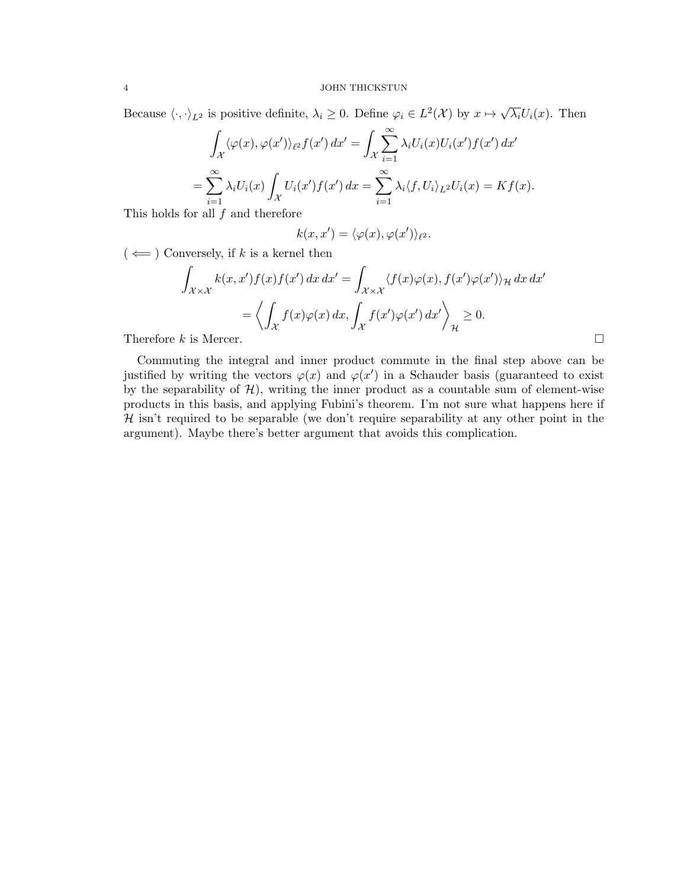Because $\langle \cdot, \cdot \rangle_{L^2}$ is positive definite, $\lambda_i \geq 0$. Define $\varphi_i \in L^2(\mathcal{X})$ by $x \mapsto \sqrt{\lambda_i} U_i(x)$. Then

$$\int_{\mathcal{X}} \langle \varphi(x), \varphi(x') \rangle_{\ell^2} f(x')\, dx' = \int_{\mathcal{X}} \sum_{i=1}^{\infty} \lambda_i U_i(x) U_i(x') f(x')\, dx'$$

$$= \sum_{i=1}^{\infty} \lambda_i U_i(x) \int_{\mathcal{X}} U_i(x') f(x')\, dx = \sum_{i=1}^{\infty} \lambda_i \langle f, U_i \rangle_{L^2} U_i(x) = Kf(x).$$

This holds for all $f$ and therefore

$$k(x, x') = \langle \varphi(x), \varphi(x') \rangle_{\ell^2}.$$

( $\Longleftarrow$ ) Conversely, if $k$ is a kernel then

$$\int_{\mathcal{X} \times \mathcal{X}} k(x, x') f(x) f(x')\, dx\, dx' = \int_{\mathcal{X} \times \mathcal{X}} \langle f(x)\varphi(x), f(x')\varphi(x') \rangle_{\mathcal{H}}\, dx\, dx'$$

$$= \left\langle \int_{\mathcal{X}} f(x)\varphi(x)\, dx, \int_{\mathcal{X}} f(x')\varphi(x')\, dx' \right\rangle_{\mathcal{H}} \geq 0.$$

Therefore $k$ is Mercer. □

Commuting the integral and inner product commute in the final step above can be justified by writing the vectors $\varphi(x)$ and $\varphi(x')$ in a Schauder basis (guaranteed to exist by the separability of $\mathcal{H}$), writing the inner product as a countable sum of element-wise products in this basis, and applying Fubini's theorem. I'm not sure what happens here if $\mathcal{H}$ isn't required to be separable (we don't require separability at any other point in the argument). Maybe there's better argument that avoids this complication.